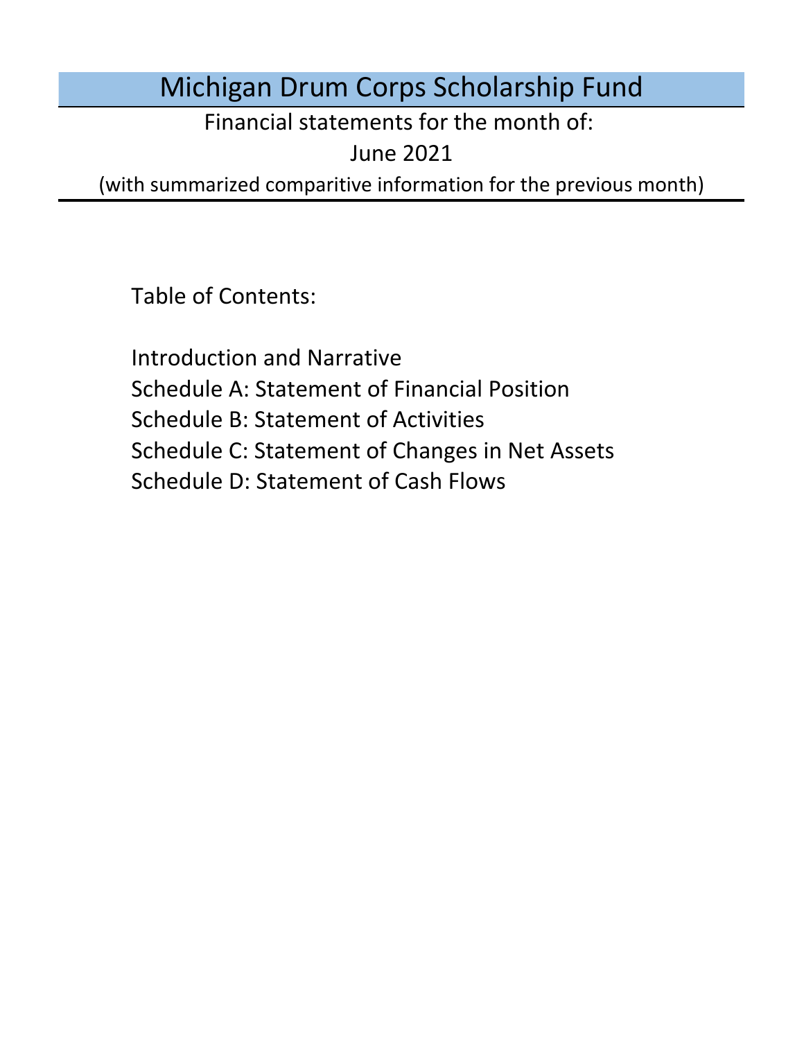# Michigan Drum Corps Scholarship Fund

Financial statements for the month of:

June 2021

(with summarized comparitive information for the previous month)

Table of Contents:

Introduction and Narrative

Schedule A: Statement of Financial Position

Schedule B: Statement of Activities

Schedule C: Statement of Changes in Net Assets

Schedule D: Statement of Cash Flows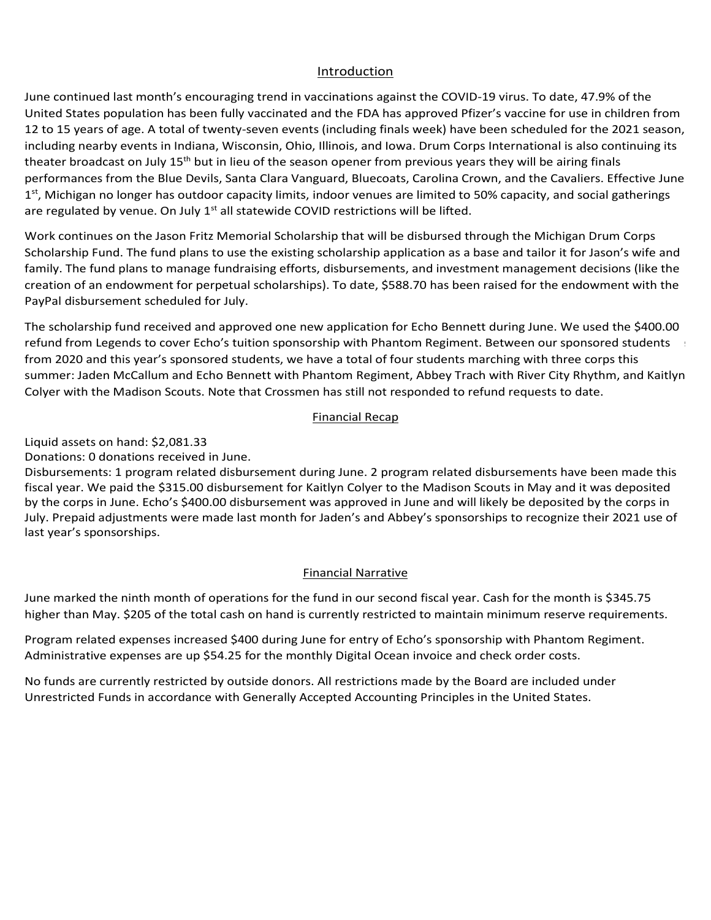## Introduction

June continued last month's encouraging trend in vaccinations against the COVID-19 virus. To date, 47.9% of the United States population has been fully vaccinated and the FDA has approved Pfizer's vaccine for use in children from 12 to 15 years of age. A total of twenty-seven events (including finals week) have been scheduled for the 2021 season, including nearby events in Indiana, Wisconsin, Ohio, Illinois, and Iowa. Drum Corps International is also continuing its theater broadcast on July 15th but in lieu of the season opener from previous years they will be airing finals performances from the Blue Devils, Santa Clara Vanguard, Bluecoats, Carolina Crown, and the Cavaliers. Effective June 1st, Michigan no longer has outdoor capacity limits, indoor venues are limited to 50% capacity, and social gatherings are regulated by venue. On July 1st all statewide COVID restrictions will be lifted.

Work continues on the Jason Fritz Memorial Scholarship that will be disbursed through the Michigan Drum Corps Scholarship Fund. The fund plans to use the existing scholarship application as a base and tailor it for Jason's wife and family. The fund plans to manage fundraising efforts, disbursements, and investment management decisions (like the creation of an endowment for perpetual scholarships). To date, $588.70 has been raised for the endowment with the PayPal disbursement scheduled for July.

The scholarship fund received and approved one new application for Echo Bennett during June. We used the $400.00 refund from Legends to cover Echo's tuition sponsorship with Phantom Regiment. Between our sponsored students from 2020 and this year's sponsored students, we have a total of four students marching with three corps this summer: Jaden McCallum and Echo Bennett with Phantom Regiment, Abbey Trach with River City Rhythm, and Kaitlyn Colyer with the Madison Scouts. Note that Crossmen has still not responded to refund requests to date.

## Financial Recap

Liquid assets on hand: $2,081.33
Donations: 0 donations received in June.
Disbursements: 1 program related disbursement during June. 2 program related disbursements have been made this fiscal year. We paid the $315.00 disbursement for Kaitlyn Colyer to the Madison Scouts in May and it was deposited by the corps in June. Echo's $400.00 disbursement was approved in June and will likely be deposited by the corps in July. Prepaid adjustments were made last month for Jaden's and Abbey's sponsorships to recognize their 2021 use of last year's sponsorships.

## Financial Narrative

June marked the ninth month of operations for the fund in our second fiscal year. Cash for the month is $345.75 higher than May. $205 of the total cash on hand is currently restricted to maintain minimum reserve requirements.

Program related expenses increased $400 during June for entry of Echo's sponsorship with Phantom Regiment. Administrative expenses are up $54.25 for the monthly Digital Ocean invoice and check order costs.

No funds are currently restricted by outside donors. All restrictions made by the Board are included under Unrestricted Funds in accordance with Generally Accepted Accounting Principles in the United States.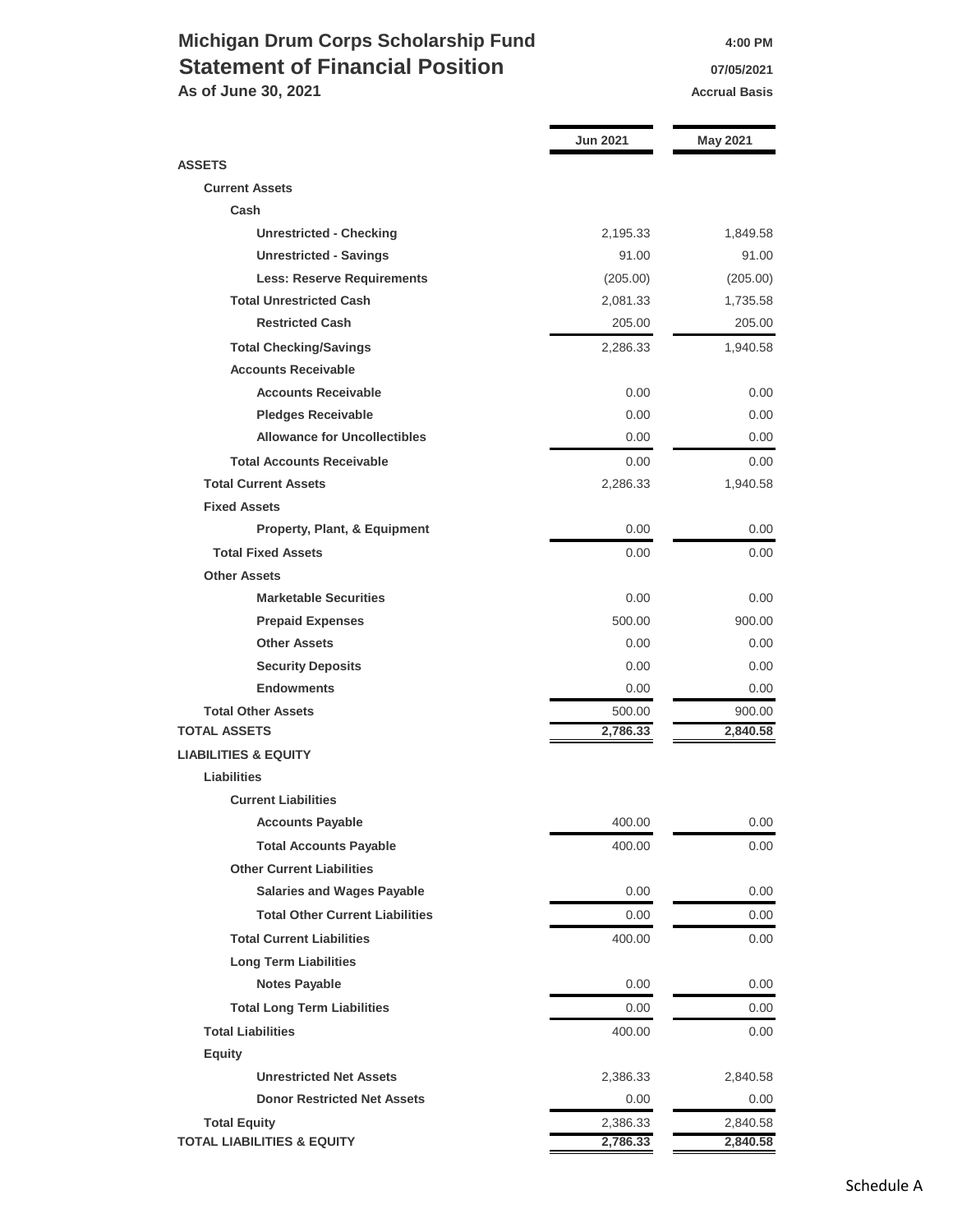# Michigan Drum Corps Scholarship Fund

## Statement of Financial Position

**As of June 30, 2021**

4:00 PM
07/05/2021
Accrual Basis

| | Jun 2021 | May 2021 |
|---|---|---|
| **ASSETS** | | |
| **Current Assets** | | |
| **Cash** | | |
| **Unrestricted - Checking** | 2,195.33 | 1,849.58 |
| **Unrestricted - Savings** | 91.00 | 91.00 |
| **Less: Reserve Requirements** | (205.00) | (205.00) |
| **Total Unrestricted Cash** | 2,081.33 | 1,735.58 |
| **Restricted Cash** | 205.00 | 205.00 |
| **Total Checking/Savings** | 2,286.33 | 1,940.58 |
| **Accounts Receivable** | | |
| **Accounts Receivable** | 0.00 | 0.00 |
| **Pledges Receivable** | 0.00 | 0.00 |
| **Allowance for Uncollectibles** | 0.00 | 0.00 |
| **Total Accounts Receivable** | 0.00 | 0.00 |
| **Total Current Assets** | 2,286.33 | 1,940.58 |
| **Fixed Assets** | | |
| **Property, Plant, & Equipment** | 0.00 | 0.00 |
| **Total Fixed Assets** | 0.00 | 0.00 |
| **Other Assets** | | |
| **Marketable Securities** | 0.00 | 0.00 |
| **Prepaid Expenses** | 500.00 | 900.00 |
| **Other Assets** | 0.00 | 0.00 |
| **Security Deposits** | 0.00 | 0.00 |
| **Endowments** | 0.00 | 0.00 |
| **Total Other Assets** | 500.00 | 900.00 |
| **TOTAL ASSETS** | **2,786.33** | **2,840.58** |
| **LIABILITIES & EQUITY** | | |
| **Liabilities** | | |
| **Current Liabilities** | | |
| **Accounts Payable** | 400.00 | 0.00 |
| **Total Accounts Payable** | 400.00 | 0.00 |
| **Other Current Liabilities** | | |
| **Salaries and Wages Payable** | 0.00 | 0.00 |
| **Total Other Current Liabilities** | 0.00 | 0.00 |
| **Total Current Liabilities** | 400.00 | 0.00 |
| **Long Term Liabilities** | | |
| **Notes Payable** | 0.00 | 0.00 |
| **Total Long Term Liabilities** | 0.00 | 0.00 |
| **Total Liabilities** | 400.00 | 0.00 |
| **Equity** | | |
| **Unrestricted Net Assets** | 2,386.33 | 2,840.58 |
| **Donor Restricted Net Assets** | 0.00 | 0.00 |
| **Total Equity** | 2,386.33 | 2,840.58 |
| **TOTAL LIABILITIES & EQUITY** | **2,786.33** | **2,840.58** |

Schedule A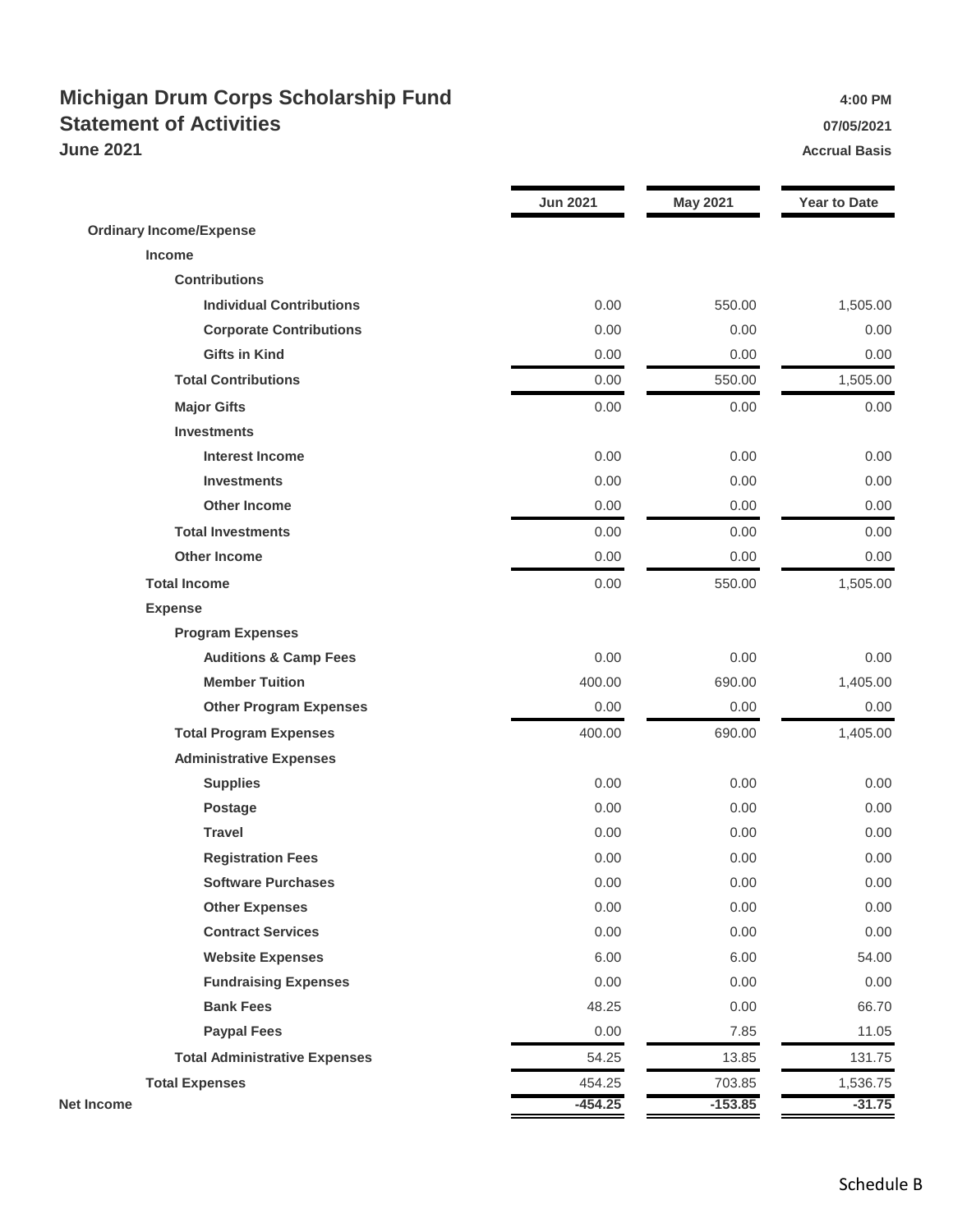# Michigan Drum Corps Scholarship Fund

## Statement of Activities

### June 2021

4:00 PM
07/05/2021
Accrual Basis

| | Jun 2021 | May 2021 | Year to Date |
|---|---|---|---|
| **Ordinary Income/Expense** | | | |
| **Income** | | | |
| **Contributions** | | | |
| **Individual Contributions** | 0.00 | 550.00 | 1,505.00 |
| **Corporate Contributions** | 0.00 | 0.00 | 0.00 |
| **Gifts in Kind** | 0.00 | 0.00 | 0.00 |
| **Total Contributions** | 0.00 | 550.00 | 1,505.00 |
| **Major Gifts** | 0.00 | 0.00 | 0.00 |
| **Investments** | | | |
| **Interest Income** | 0.00 | 0.00 | 0.00 |
| **Investments** | 0.00 | 0.00 | 0.00 |
| **Other Income** | 0.00 | 0.00 | 0.00 |
| **Total Investments** | 0.00 | 0.00 | 0.00 |
| **Other Income** | 0.00 | 0.00 | 0.00 |
| **Total Income** | 0.00 | 550.00 | 1,505.00 |
| **Expense** | | | |
| **Program Expenses** | | | |
| **Auditions & Camp Fees** | 0.00 | 0.00 | 0.00 |
| **Member Tuition** | 400.00 | 690.00 | 1,405.00 |
| **Other Program Expenses** | 0.00 | 0.00 | 0.00 |
| **Total Program Expenses** | 400.00 | 690.00 | 1,405.00 |
| **Administrative Expenses** | | | |
| **Supplies** | 0.00 | 0.00 | 0.00 |
| **Postage** | 0.00 | 0.00 | 0.00 |
| **Travel** | 0.00 | 0.00 | 0.00 |
| **Registration Fees** | 0.00 | 0.00 | 0.00 |
| **Software Purchases** | 0.00 | 0.00 | 0.00 |
| **Other Expenses** | 0.00 | 0.00 | 0.00 |
| **Contract Services** | 0.00 | 0.00 | 0.00 |
| **Website Expenses** | 6.00 | 6.00 | 54.00 |
| **Fundraising Expenses** | 0.00 | 0.00 | 0.00 |
| **Bank Fees** | 48.25 | 0.00 | 66.70 |
| **Paypal Fees** | 0.00 | 7.85 | 11.05 |
| **Total Administrative Expenses** | 54.25 | 13.85 | 131.75 |
| **Total Expenses** | 454.25 | 703.85 | 1,536.75 |
| **Net Income** | **-454.25** | **-153.85** | **-31.75** |

Schedule B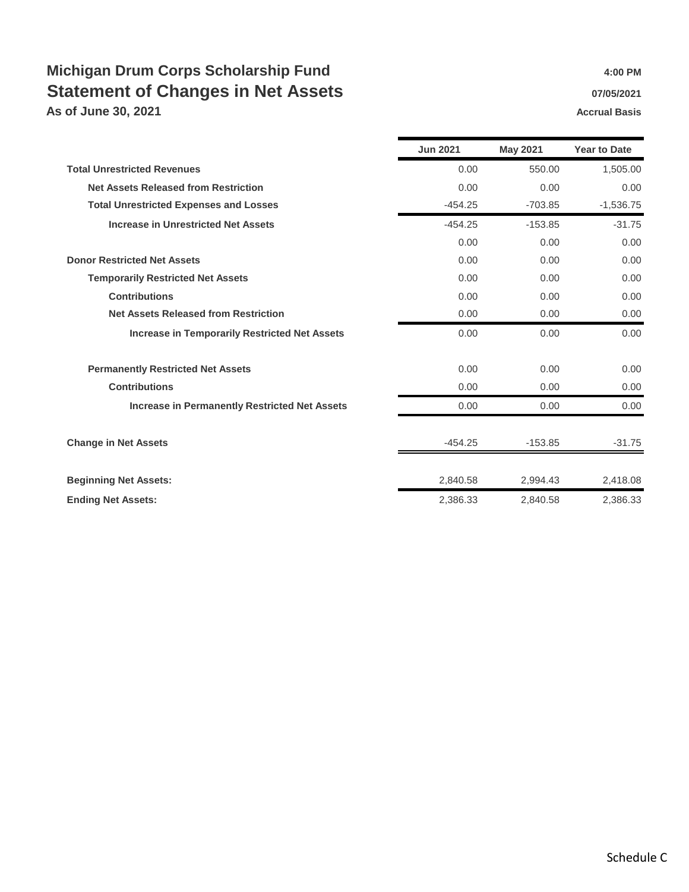# Michigan Drum Corps Scholarship Fund

## Statement of Changes in Net Assets

**As of June 30, 2021**

**4:00 PM**
**07/05/2021**
**Accrual Basis**

| | Jun 2021 | May 2021 | Year to Date |
|---|---|---|---|
| **Total Unrestricted Revenues** | 0.00 | 550.00 | 1,505.00 |
| **Net Assets Released from Restriction** | 0.00 | 0.00 | 0.00 |
| **Total Unrestricted Expenses and Losses** | -454.25 | -703.85 | -1,536.75 |
| **Increase in Unrestricted Net Assets** | -454.25 | -153.85 | -31.75 |
| | 0.00 | 0.00 | 0.00 |
| **Donor Restricted Net Assets** | 0.00 | 0.00 | 0.00 |
| **Temporarily Restricted Net Assets** | 0.00 | 0.00 | 0.00 |
| **Contributions** | 0.00 | 0.00 | 0.00 |
| **Net Assets Released from Restriction** | 0.00 | 0.00 | 0.00 |
| **Increase in Temporarily Restricted Net Assets** | 0.00 | 0.00 | 0.00 |
| **Permanently Restricted Net Assets** | 0.00 | 0.00 | 0.00 |
| **Contributions** | 0.00 | 0.00 | 0.00 |
| **Increase in Permanently Restricted Net Assets** | 0.00 | 0.00 | 0.00 |
| **Change in Net Assets** | -454.25 | -153.85 | -31.75 |
| **Beginning Net Assets:** | 2,840.58 | 2,994.43 | 2,418.08 |
| **Ending Net Assets:** | 2,386.33 | 2,840.58 | 2,386.33 |

Schedule C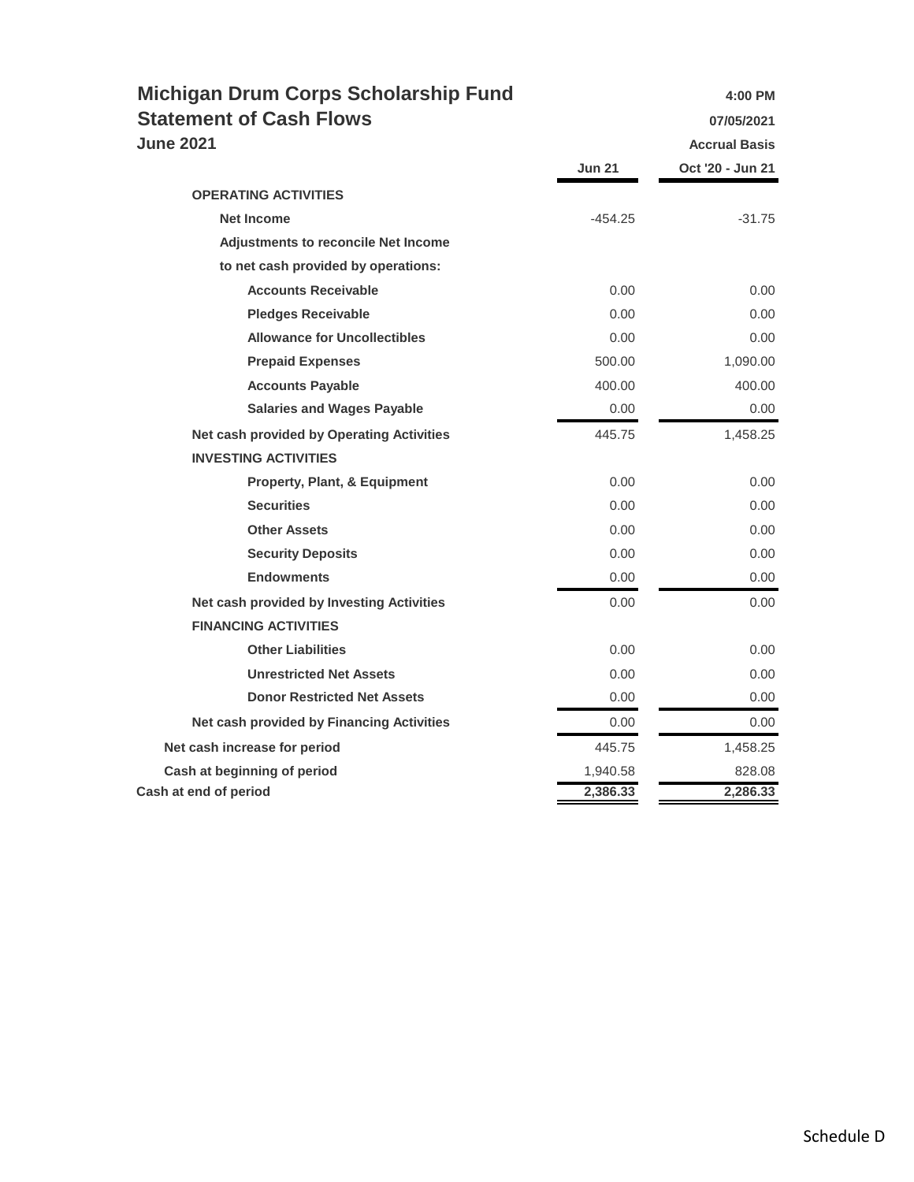# Michigan Drum Corps Scholarship Fund

## Statement of Cash Flows

### June 2021

4:00 PM
07/05/2021
Accrual Basis

| | Jun 21 | Oct '20 - Jun 21 |
|---|---|---|
| **OPERATING ACTIVITIES** | | |
| **Net Income** | -454.25 | -31.75 |
| **Adjustments to reconcile Net Income to net cash provided by operations:** | | |
| **Accounts Receivable** | 0.00 | 0.00 |
| **Pledges Receivable** | 0.00 | 0.00 |
| **Allowance for Uncollectibles** | 0.00 | 0.00 |
| **Prepaid Expenses** | 500.00 | 1,090.00 |
| **Accounts Payable** | 400.00 | 400.00 |
| **Salaries and Wages Payable** | 0.00 | 0.00 |
| **Net cash provided by Operating Activities** | 445.75 | 1,458.25 |
| **INVESTING ACTIVITIES** | | |
| **Property, Plant, & Equipment** | 0.00 | 0.00 |
| **Securities** | 0.00 | 0.00 |
| **Other Assets** | 0.00 | 0.00 |
| **Security Deposits** | 0.00 | 0.00 |
| **Endowments** | 0.00 | 0.00 |
| **Net cash provided by Investing Activities** | 0.00 | 0.00 |
| **FINANCING ACTIVITIES** | | |
| **Other Liabilities** | 0.00 | 0.00 |
| **Unrestricted Net Assets** | 0.00 | 0.00 |
| **Donor Restricted Net Assets** | 0.00 | 0.00 |
| **Net cash provided by Financing Activities** | 0.00 | 0.00 |
| **Net cash increase for period** | 445.75 | 1,458.25 |
| **Cash at beginning of period** | 1,940.58 | 828.08 |
| **Cash at end of period** | **2,386.33** | **2,286.33** |

Schedule D